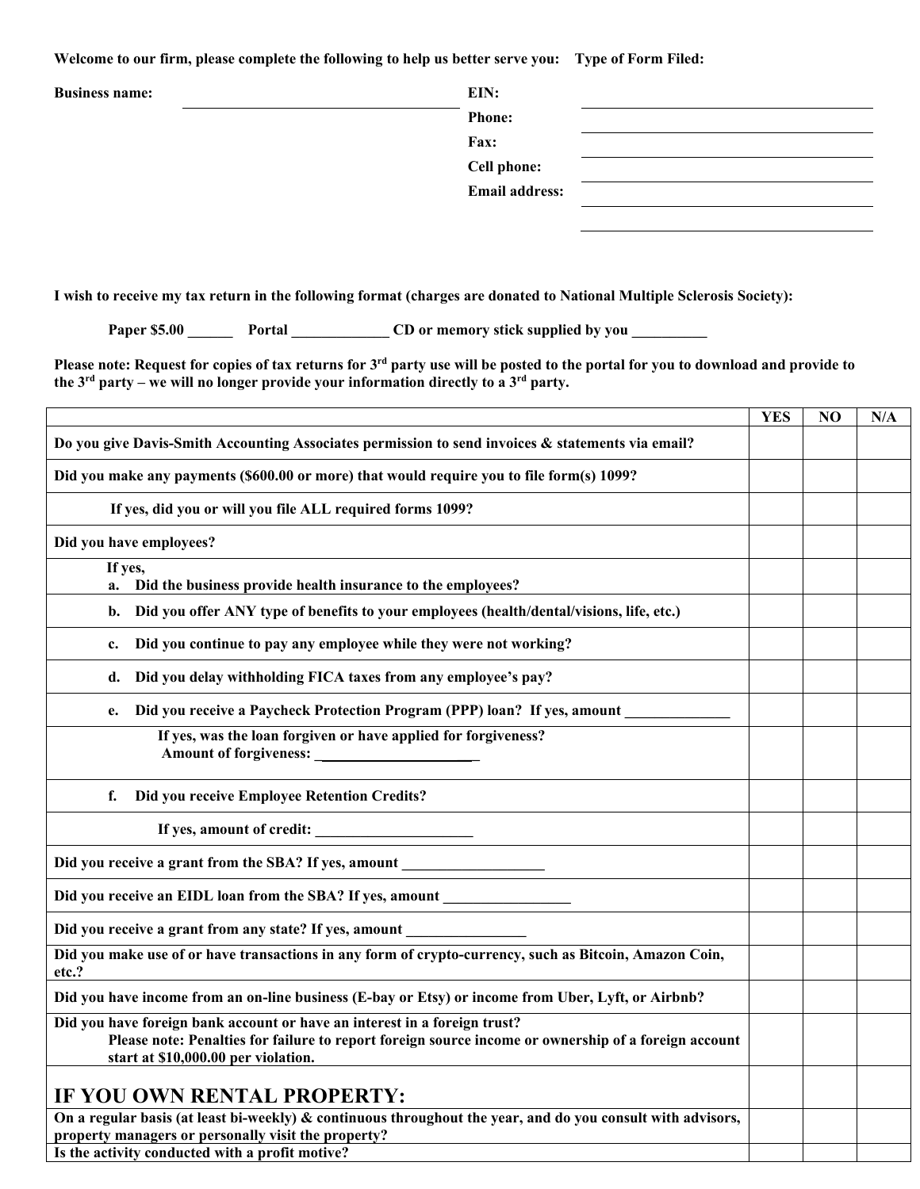**Welcome to our firm, please complete the following to help us better serve you:** **Type of Form Filed:**

**Business name:** ______________________________ **EIN:** ______________________________

**Phone:** ______________________________

**Fax:** ______________________________

**Cell phone:** ______________________________

**Email address:** ______________________________

______________________________

**I wish to receive my tax return in the following format (charges are donated to National Multiple Sclerosis Society):**

**Paper $5.00 ______ Portal _____________ CD or memory stick supplied by you __________**

**Please note: Request for copies of tax returns for 3rd party use will be posted to the portal for you to download and provide to the 3rd party – we will no longer provide your information directly to a 3rd party.**

| | YES | NO | N/A |
|---|---|---|---|
| **Do you give Davis-Smith Accounting Associates permission to send invoices & statements via email?** | | | |
| **Did you make any payments ($600.00 or more) that would require you to file form(s) 1099?** | | | |
| **If yes, did you or will you file ALL required forms 1099?** | | | |
| **Did you have employees?** | | | |
| **If yes,** **a. Did the business provide health insurance to the employees?** | | | |
| **b. Did you offer ANY type of benefits to your employees (health/dental/visions, life, etc.)** | | | |
| **c. Did you continue to pay any employee while they were not working?** | | | |
| **d. Did you delay withholding FICA taxes from any employee's pay?** | | | |
| **e. Did you receive a Paycheck Protection Program (PPP) loan? If yes, amount ______________** | | | |
| **If yes, was the loan forgiven or have applied for forgiveness?** **Amount of forgiveness: ______________________** | | | |
| **f. Did you receive Employee Retention Credits?** | | | |
| **If yes, amount of credit: _____________________** | | | |
| **Did you receive a grant from the SBA? If yes, amount ___________________** | | | |
| **Did you receive an EIDL loan from the SBA? If yes, amount _________________** | | | |
| **Did you receive a grant from any state? If yes, amount ________________** | | | |
| **Did you make use of or have transactions in any form of crypto-currency, such as Bitcoin, Amazon Coin, etc.?** | | | |
| **Did you have income from an on-line business (E-bay or Etsy) or income from Uber, Lyft, or Airbnb?** | | | |
| **Did you have foreign bank account or have an interest in a foreign trust?** **Please note: Penalties for failure to report foreign source income or ownership of a foreign account start at $10,000.00 per violation.** | | | |
| **IF YOU OWN RENTAL PROPERTY:** | | | |
| **On a regular basis (at least bi-weekly) & continuous throughout the year, and do you consult with advisors, property managers or personally visit the property?** | | | |
| **Is the activity conducted with a profit motive?** | | | |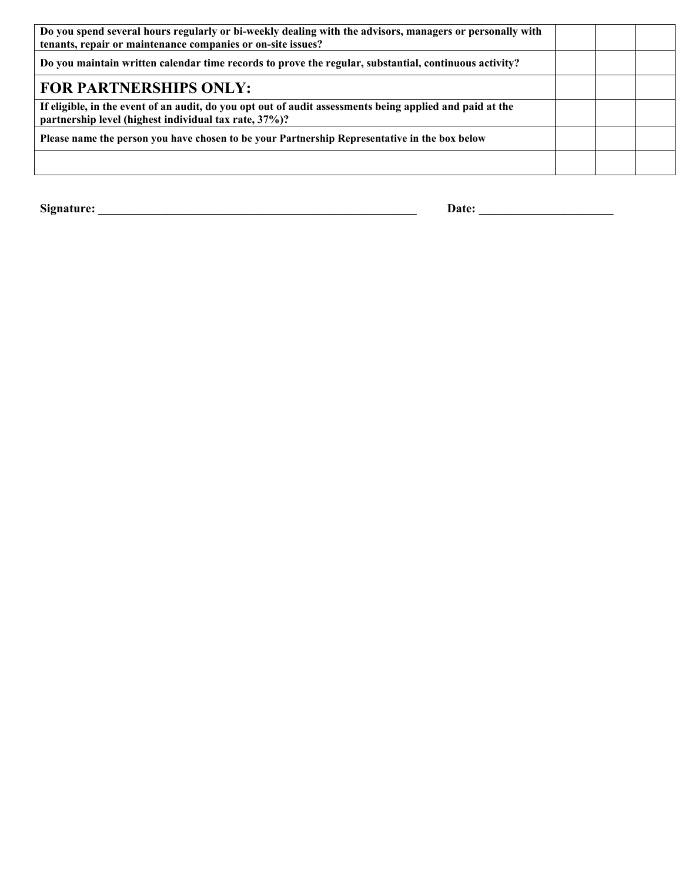| | | | |
|---|---|---|---|
| **Do you spend several hours regularly or bi-weekly dealing with the advisors, managers or personally with tenants, repair or maintenance companies or on-site issues?** | | | |
| **Do you maintain written calendar time records to prove the regular, substantial, continuous activity?** | | | |
| **FOR PARTNERSHIPS ONLY:** | | | |
| **If eligible, in the event of an audit, do you opt out of audit assessments being applied and paid at the partnership level (highest individual tax rate, 37%)?** | | | |
| **Please name the person you have chosen to be your Partnership Representative in the box below** | | | |
| | | | |

**Signature: \_\_\_\_\_\_\_\_\_\_\_\_\_\_\_\_\_\_\_\_\_\_\_\_\_\_\_\_\_\_\_\_\_\_\_\_\_\_\_\_\_\_\_\_\_\_\_\_\_\_\_\_\_\_\_\_ Date: \_\_\_\_\_\_\_\_\_\_\_\_\_\_\_\_\_\_\_\_\_\_\_**